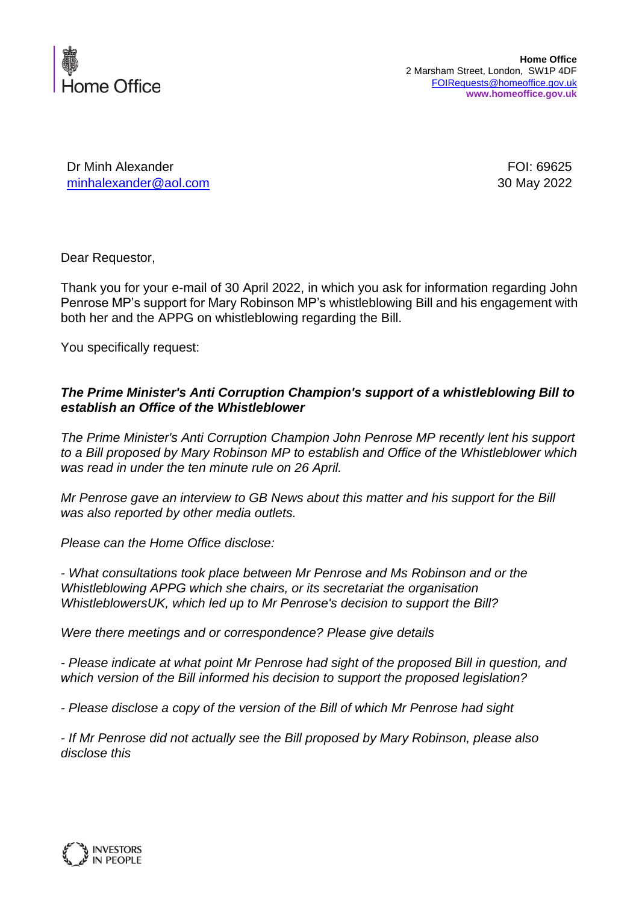Home Office

**Home Office**
2 Marsham Street, London, SW1P 4DF
FOIRequests@homeoffice.gov.uk
**www.homeoffice.gov.uk**

Dr Minh Alexander
minhalexander@aol.com

FOI: 69625
30 May 2022

Dear Requestor,

Thank you for your e-mail of 30 April 2022, in which you ask for information regarding John Penrose MP's support for Mary Robinson MP's whistleblowing Bill and his engagement with both her and the APPG on whistleblowing regarding the Bill.

You specifically request:

***The Prime Minister's Anti Corruption Champion's support of a whistleblowing Bill to establish an Office of the Whistleblower***

*The Prime Minister's Anti Corruption Champion John Penrose MP recently lent his support to a Bill proposed by Mary Robinson MP to establish and Office of the Whistleblower which was read in under the ten minute rule on 26 April.*

*Mr Penrose gave an interview to GB News about this matter and his support for the Bill was also reported by other media outlets.*

*Please can the Home Office disclose:*

*- What consultations took place between Mr Penrose and Ms Robinson and or the Whistleblowing APPG which she chairs, or its secretariat the organisation WhistleblowersUK, which led up to Mr Penrose's decision to support the Bill?*

*Were there meetings and or correspondence? Please give details*

*- Please indicate at what point Mr Penrose had sight of the proposed Bill in question, and which version of the Bill informed his decision to support the proposed legislation?*

*- Please disclose a copy of the version of the Bill of which Mr Penrose had sight*

*- If Mr Penrose did not actually see the Bill proposed by Mary Robinson, please also disclose this*

INVESTORS IN PEOPLE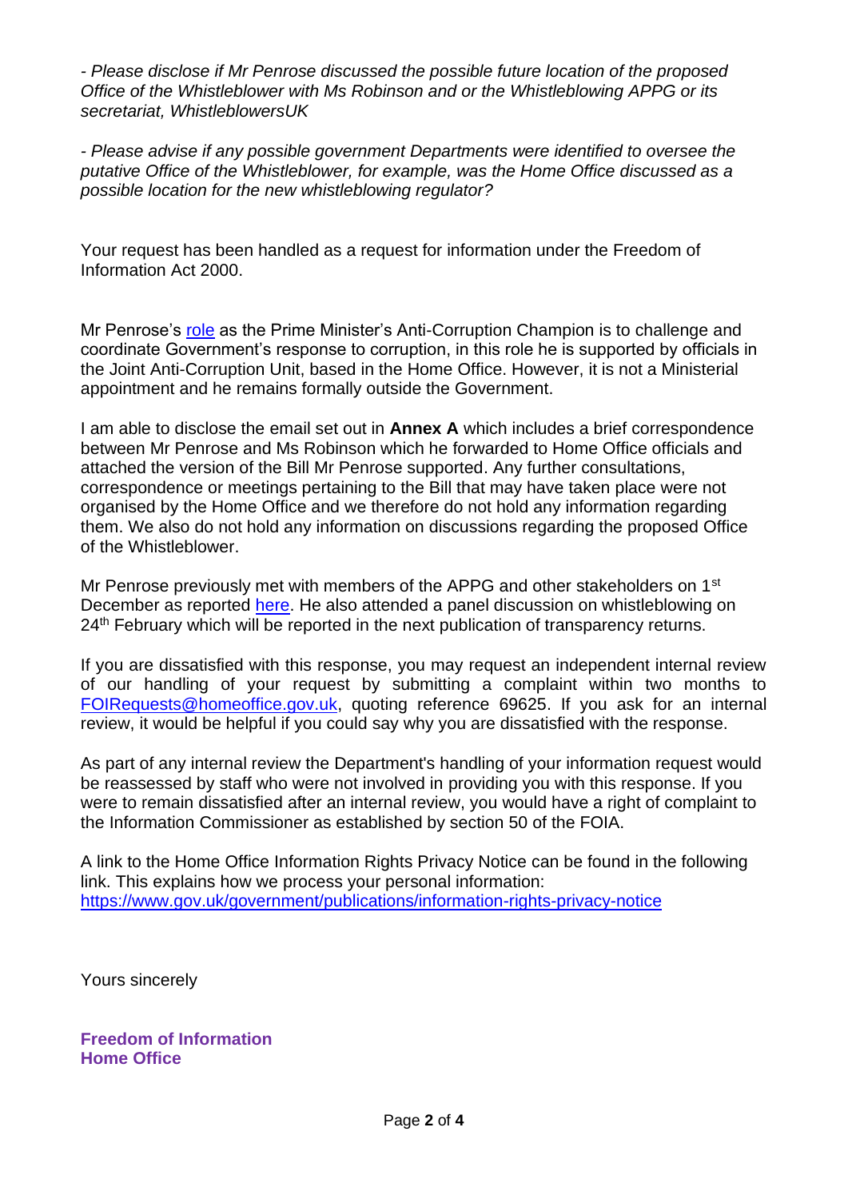*- Please disclose if Mr Penrose discussed the possible future location of the proposed Office of the Whistleblower with Ms Robinson and or the Whistleblowing APPG or its secretariat, WhistleblowersUK*

*- Please advise if any possible government Departments were identified to oversee the putative Office of the Whistleblower, for example, was the Home Office discussed as a possible location for the new whistleblowing regulator?*

Your request has been handled as a request for information under the Freedom of Information Act 2000.

Mr Penrose's role as the Prime Minister's Anti-Corruption Champion is to challenge and coordinate Government's response to corruption, in this role he is supported by officials in the Joint Anti-Corruption Unit, based in the Home Office. However, it is not a Ministerial appointment and he remains formally outside the Government.

I am able to disclose the email set out in **Annex A** which includes a brief correspondence between Mr Penrose and Ms Robinson which he forwarded to Home Office officials and attached the version of the Bill Mr Penrose supported. Any further consultations, correspondence or meetings pertaining to the Bill that may have taken place were not organised by the Home Office and we therefore do not hold any information regarding them. We also do not hold any information on discussions regarding the proposed Office of the Whistleblower.

Mr Penrose previously met with members of the APPG and other stakeholders on 1st December as reported here. He also attended a panel discussion on whistleblowing on 24th February which will be reported in the next publication of transparency returns.

If you are dissatisfied with this response, you may request an independent internal review of our handling of your request by submitting a complaint within two months to FOIRequests@homeoffice.gov.uk, quoting reference 69625. If you ask for an internal review, it would be helpful if you could say why you are dissatisfied with the response.

As part of any internal review the Department's handling of your information request would be reassessed by staff who were not involved in providing you with this response. If you were to remain dissatisfied after an internal review, you would have a right of complaint to the Information Commissioner as established by section 50 of the FOIA.

A link to the Home Office Information Rights Privacy Notice can be found in the following link. This explains how we process your personal information:
https://www.gov.uk/government/publications/information-rights-privacy-notice

Yours sincerely

**Freedom of Information**
**Home Office**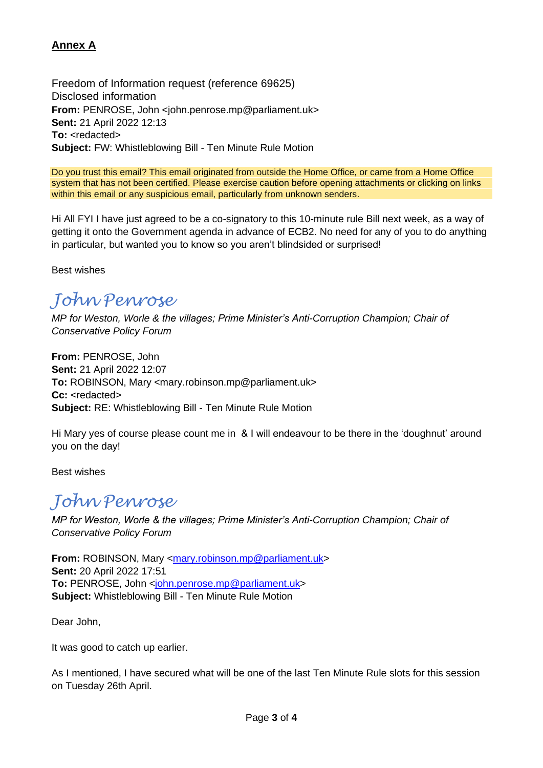**Annex A**

Freedom of Information request (reference 69625)
Disclosed information
**From:** PENROSE, John <john.penrose.mp@parliament.uk>
**Sent:** 21 April 2022 12:13
**To:** <redacted>
**Subject:** FW: Whistleblowing Bill - Ten Minute Rule Motion

Do you trust this email? This email originated from outside the Home Office, or came from a Home Office system that has not been certified. Please exercise caution before opening attachments or clicking on links within this email or any suspicious email, particularly from unknown senders.

Hi All FYI I have just agreed to be a co-signatory to this 10-minute rule Bill next week, as a way of getting it onto the Government agenda in advance of ECB2. No need for any of you to do anything in particular, but wanted you to know so you aren't blindsided or surprised!

Best wishes

John Penrose

*MP for Weston, Worle & the villages; Prime Minister's Anti-Corruption Champion; Chair of Conservative Policy Forum*

**From:** PENROSE, John
**Sent:** 21 April 2022 12:07
**To:** ROBINSON, Mary <mary.robinson.mp@parliament.uk>
**Cc:** <redacted>
**Subject:** RE: Whistleblowing Bill - Ten Minute Rule Motion

Hi Mary yes of course please count me in & I will endeavour to be there in the 'doughnut' around you on the day!

Best wishes

John Penrose

*MP for Weston, Worle & the villages; Prime Minister's Anti-Corruption Champion; Chair of Conservative Policy Forum*

**From:** ROBINSON, Mary <mary.robinson.mp@parliament.uk>
**Sent:** 20 April 2022 17:51
**To:** PENROSE, John <john.penrose.mp@parliament.uk>
**Subject:** Whistleblowing Bill - Ten Minute Rule Motion

Dear John,

It was good to catch up earlier.

As I mentioned, I have secured what will be one of the last Ten Minute Rule slots for this session on Tuesday 26th April.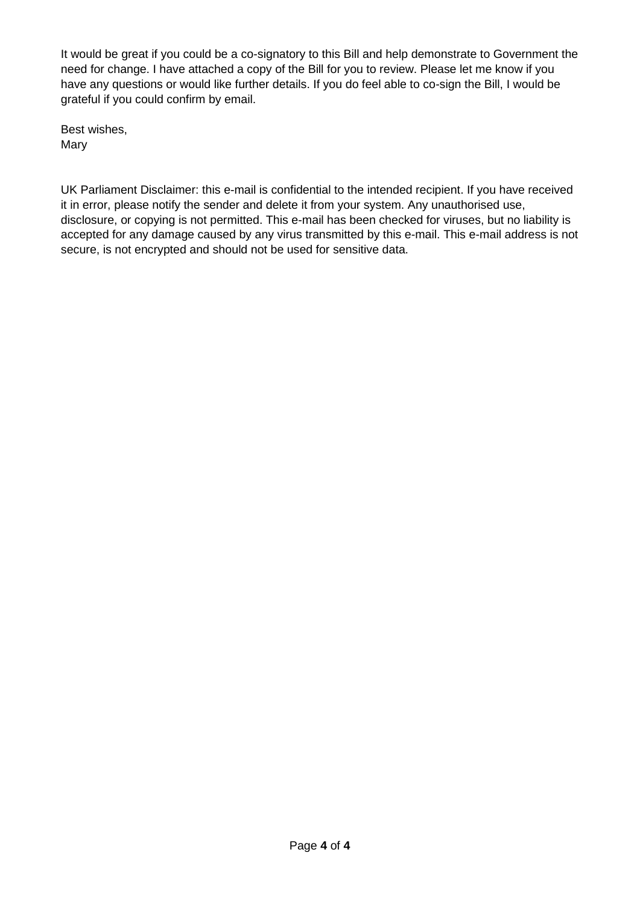It would be great if you could be a co-signatory to this Bill and help demonstrate to Government the need for change. I have attached a copy of the Bill for you to review. Please let me know if you have any questions or would like further details. If you do feel able to co-sign the Bill, I would be grateful if you could confirm by email.

Best wishes,
Mary

UK Parliament Disclaimer: this e-mail is confidential to the intended recipient. If you have received it in error, please notify the sender and delete it from your system. Any unauthorised use, disclosure, or copying is not permitted. This e-mail has been checked for viruses, but no liability is accepted for any damage caused by any virus transmitted by this e-mail. This e-mail address is not secure, is not encrypted and should not be used for sensitive data.